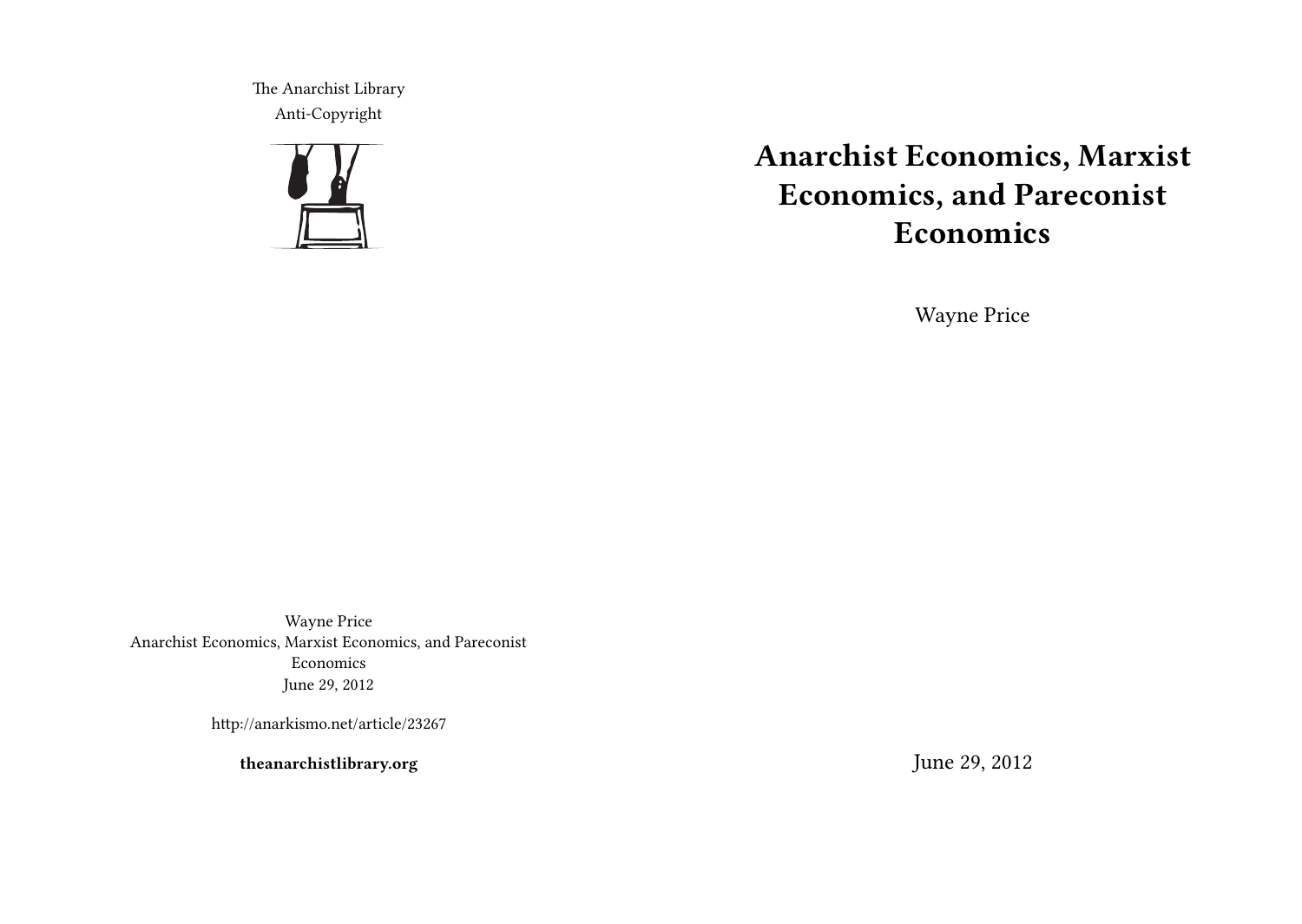The Anarchist Library
Anti-Copyright

Wayne Price
Anarchist Economics, Marxist Economics, and Pareconist Economics
June 29, 2012

http://anarkismo.net/article/23267

**theanarchistlibrary.org**

# Anarchist Economics, Marxist Economics, and Pareconist Economics

Wayne Price

June 29, 2012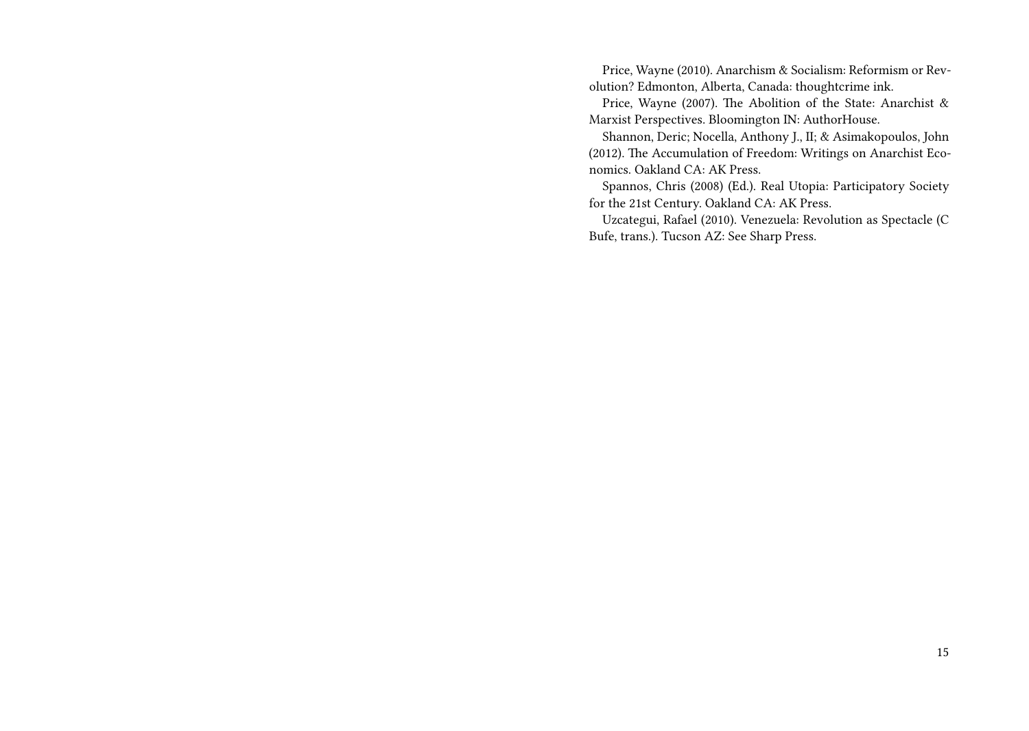Price, Wayne (2010). Anarchism & Socialism: Reformism or Revolution? Edmonton, Alberta, Canada: thoughtcrime ink.

Price, Wayne (2007). The Abolition of the State: Anarchist & Marxist Perspectives. Bloomington IN: AuthorHouse.

Shannon, Deric; Nocella, Anthony J., II; & Asimakopoulos, John (2012). The Accumulation of Freedom: Writings on Anarchist Economics. Oakland CA: AK Press.

Spannos, Chris (2008) (Ed.). Real Utopia: Participatory Society for the 21st Century. Oakland CA: AK Press.

Uzcategui, Rafael (2010). Venezuela: Revolution as Spectacle (C Bufe, trans.). Tucson AZ: See Sharp Press.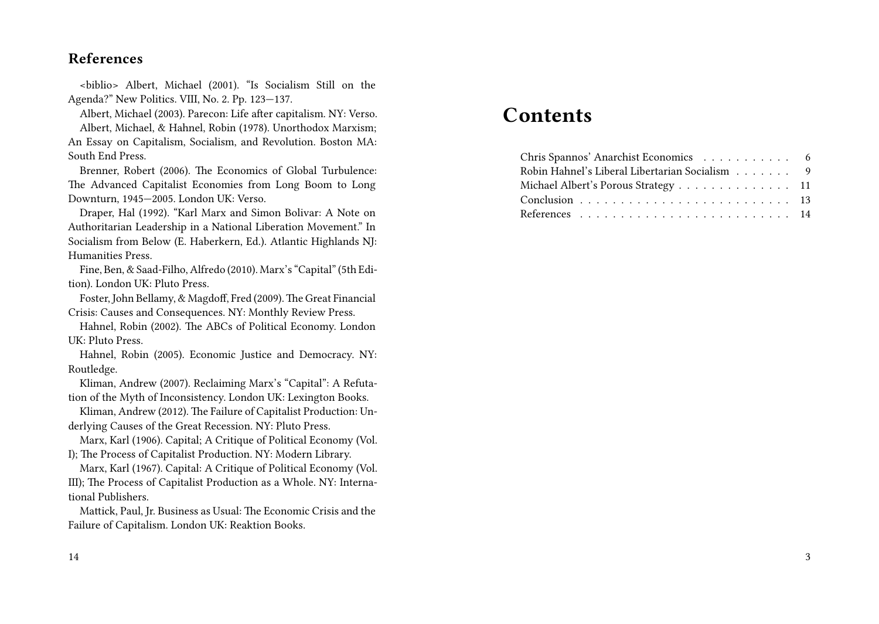## References

<biblio> Albert, Michael (2001). "Is Socialism Still on the Agenda?" New Politics. VIII, No. 2. Pp. 123—137.

Albert, Michael (2003). Parecon: Life after capitalism. NY: Verso.

Albert, Michael, & Hahnel, Robin (1978). Unorthodox Marxism; An Essay on Capitalism, Socialism, and Revolution. Boston MA: South End Press.

Brenner, Robert (2006). The Economics of Global Turbulence: The Advanced Capitalist Economies from Long Boom to Long Downturn, 1945—2005. London UK: Verso.

Draper, Hal (1992). "Karl Marx and Simon Bolivar: A Note on Authoritarian Leadership in a National Liberation Movement." In Socialism from Below (E. Haberkern, Ed.). Atlantic Highlands NJ: Humanities Press.

Fine, Ben, & Saad-Filho, Alfredo (2010). Marx's "Capital" (5th Edition). London UK: Pluto Press.

Foster, John Bellamy, & Magdoff, Fred (2009). The Great Financial Crisis: Causes and Consequences. NY: Monthly Review Press.

Hahnel, Robin (2002). The ABCs of Political Economy. London UK: Pluto Press.

Hahnel, Robin (2005). Economic Justice and Democracy. NY: Routledge.

Kliman, Andrew (2007). Reclaiming Marx's "Capital": A Refutation of the Myth of Inconsistency. London UK: Lexington Books.

Kliman, Andrew (2012). The Failure of Capitalist Production: Underlying Causes of the Great Recession. NY: Pluto Press.

Marx, Karl (1906). Capital; A Critique of Political Economy (Vol. I); The Process of Capitalist Production. NY: Modern Library.

Marx, Karl (1967). Capital: A Critique of Political Economy (Vol. III); The Process of Capitalist Production as a Whole. NY: International Publishers.

Mattick, Paul, Jr. Business as Usual: The Economic Crisis and the Failure of Capitalism. London UK: Reaktion Books.

# Contents

Chris Spannos' Anarchist Economics . . . . . . . . . . . 6
Robin Hahnel's Liberal Libertarian Socialism . . . . . . . 9
Michael Albert's Porous Strategy . . . . . . . . . . . . . 11
Conclusion . . . . . . . . . . . . . . . . . . . . . . . . . 13
References . . . . . . . . . . . . . . . . . . . . . . . . . 14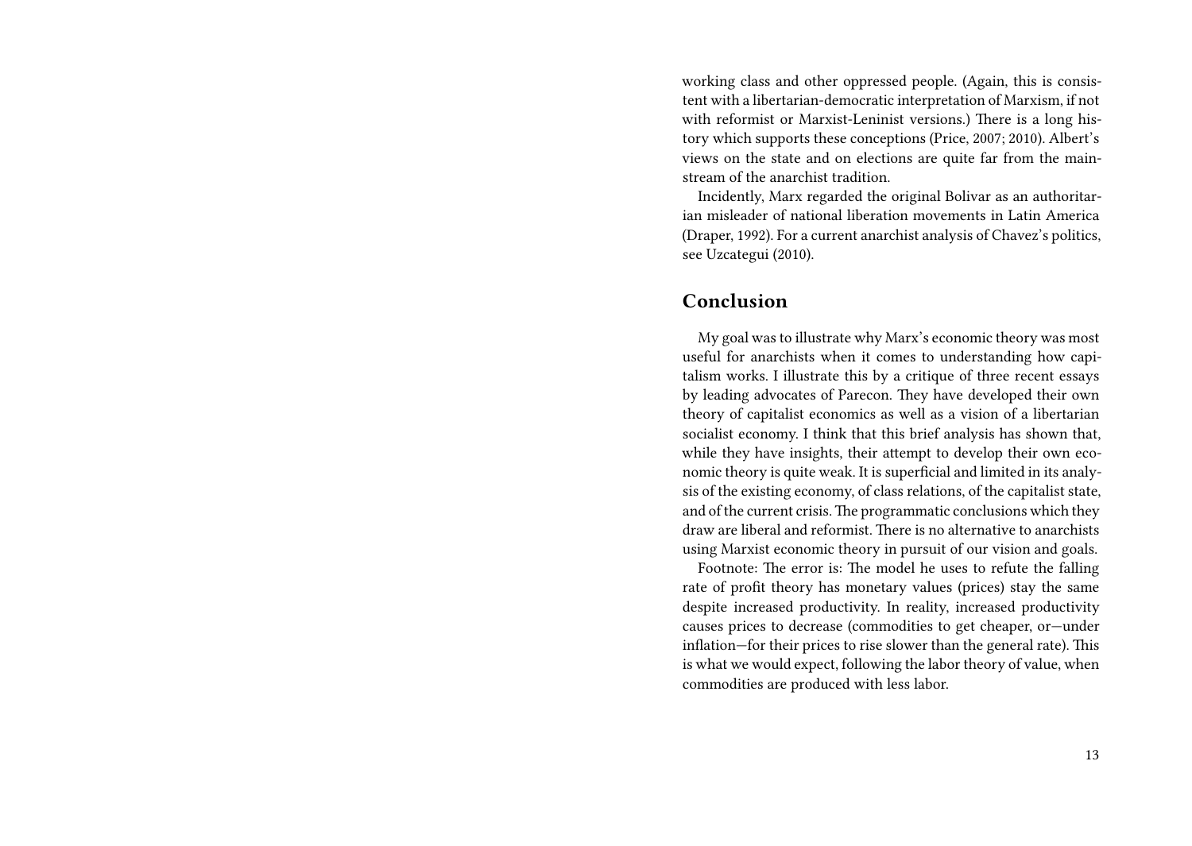working class and other oppressed people. (Again, this is consistent with a libertarian-democratic interpretation of Marxism, if not with reformist or Marxist-Leninist versions.) There is a long history which supports these conceptions (Price, 2007; 2010). Albert's views on the state and on elections are quite far from the mainstream of the anarchist tradition.

Incidentally, Marx regarded the original Bolivar as an authoritarian misleader of national liberation movements in Latin America (Draper, 1992). For a current anarchist analysis of Chavez's politics, see Uzcategui (2010).

## Conclusion

My goal was to illustrate why Marx's economic theory was most useful for anarchists when it comes to understanding how capitalism works. I illustrate this by a critique of three recent essays by leading advocates of Parecon. They have developed their own theory of capitalist economics as well as a vision of a libertarian socialist economy. I think that this brief analysis has shown that, while they have insights, their attempt to develop their own economic theory is quite weak. It is superficial and limited in its analysis of the existing economy, of class relations, of the capitalist state, and of the current crisis. The programmatic conclusions which they draw are liberal and reformist. There is no alternative to anarchists using Marxist economic theory in pursuit of our vision and goals.

Footnote: The error is: The model he uses to refute the falling rate of profit theory has monetary values (prices) stay the same despite increased productivity. In reality, increased productivity causes prices to decrease (commodities to get cheaper, or—under inflation—for their prices to rise slower than the general rate). This is what we would expect, following the labor theory of value, when commodities are produced with less labor.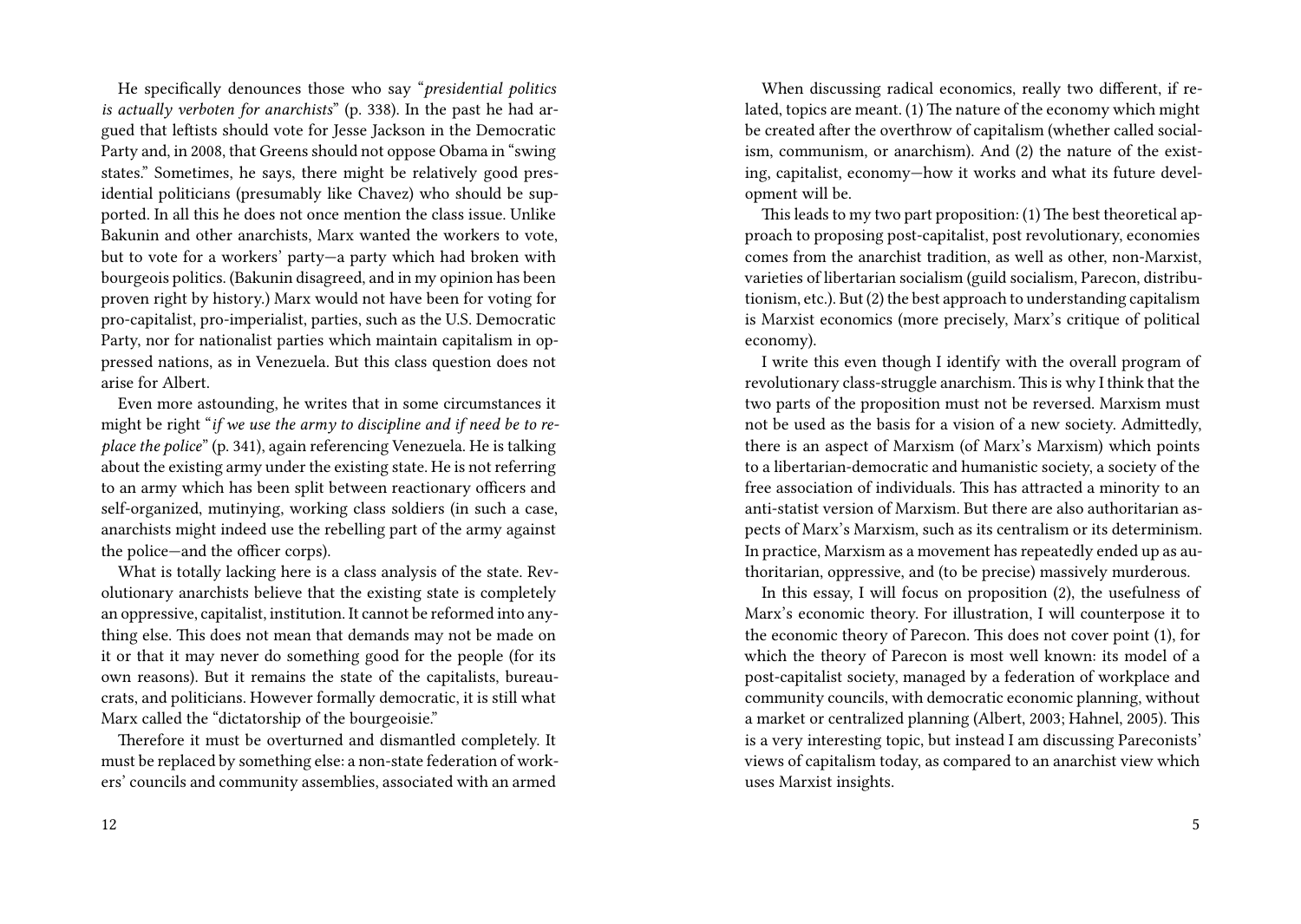He specifically denounces those who say "*presidential politics is actually verboten for anarchists*" (p. 338). In the past he had argued that leftists should vote for Jesse Jackson in the Democratic Party and, in 2008, that Greens should not oppose Obama in "swing states." Sometimes, he says, there might be relatively good presidential politicians (presumably like Chavez) who should be supported. In all this he does not once mention the class issue. Unlike Bakunin and other anarchists, Marx wanted the workers to vote, but to vote for a workers' party—a party which had broken with bourgeois politics. (Bakunin disagreed, and in my opinion has been proven right by history.) Marx would not have been for voting for pro-capitalist, pro-imperialist, parties, such as the U.S. Democratic Party, nor for nationalist parties which maintain capitalism in oppressed nations, as in Venezuela. But this class question does not arise for Albert.

Even more astounding, he writes that in some circumstances it might be right "*if we use the army to discipline and if need be to replace the police*" (p. 341), again referencing Venezuela. He is talking about the existing army under the existing state. He is not referring to an army which has been split between reactionary officers and self-organized, mutinying, working class soldiers (in such a case, anarchists might indeed use the rebelling part of the army against the police—and the officer corps).

What is totally lacking here is a class analysis of the state. Revolutionary anarchists believe that the existing state is completely an oppressive, capitalist, institution. It cannot be reformed into anything else. This does not mean that demands may not be made on it or that it may never do something good for the people (for its own reasons). But it remains the state of the capitalists, bureaucrats, and politicians. However formally democratic, it is still what Marx called the "dictatorship of the bourgeoisie."

Therefore it must be overturned and dismantled completely. It must be replaced by something else: a non-state federation of workers' councils and community assemblies, associated with an armed

When discussing radical economics, really two different, if related, topics are meant. (1) The nature of the economy which might be created after the overthrow of capitalism (whether called socialism, communism, or anarchism). And (2) the nature of the existing, capitalist, economy—how it works and what its future development will be.

This leads to my two part proposition: (1) The best theoretical approach to proposing post-capitalist, post revolutionary, economies comes from the anarchist tradition, as well as other, non-Marxist, varieties of libertarian socialism (guild socialism, Parecon, distributionism, etc.). But (2) the best approach to understanding capitalism is Marxist economics (more precisely, Marx's critique of political economy).

I write this even though I identify with the overall program of revolutionary class-struggle anarchism. This is why I think that the two parts of the proposition must not be reversed. Marxism must not be used as the basis for a vision of a new society. Admittedly, there is an aspect of Marxism (of Marx's Marxism) which points to a libertarian-democratic and humanistic society, a society of the free association of individuals. This has attracted a minority to an anti-statist version of Marxism. But there are also authoritarian aspects of Marx's Marxism, such as its centralism or its determinism. In practice, Marxism as a movement has repeatedly ended up as authoritarian, oppressive, and (to be precise) massively murderous.

In this essay, I will focus on proposition (2), the usefulness of Marx's economic theory. For illustration, I will counterpose it to the economic theory of Parecon. This does not cover point (1), for which the theory of Parecon is most well known: its model of a post-capitalist society, managed by a federation of workplace and community councils, with democratic economic planning, without a market or centralized planning (Albert, 2003; Hahnel, 2005). This is a very interesting topic, but instead I am discussing Pareconists' views of capitalism today, as compared to an anarchist view which uses Marxist insights.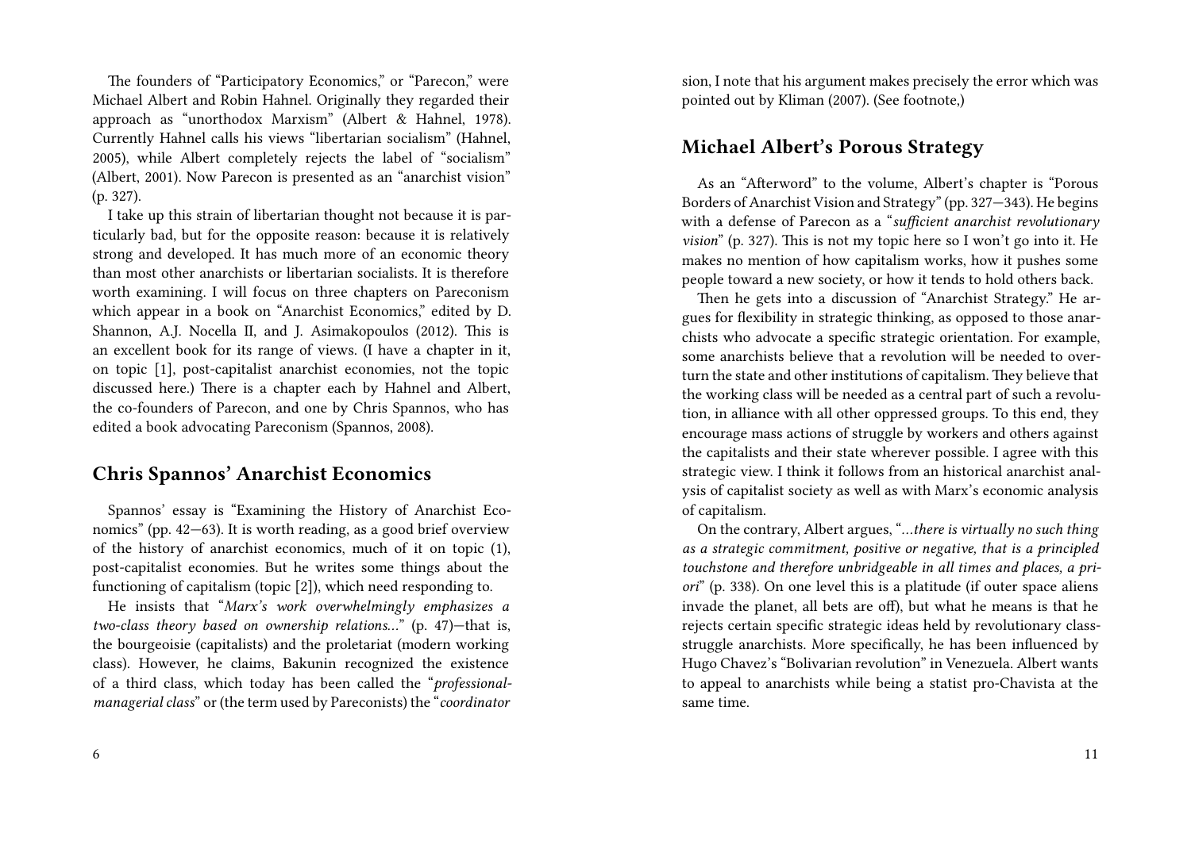The founders of "Participatory Economics," or "Parecon," were Michael Albert and Robin Hahnel. Originally they regarded their approach as "unorthodox Marxism" (Albert & Hahnel, 1978). Currently Hahnel calls his views "libertarian socialism" (Hahnel, 2005), while Albert completely rejects the label of "socialism" (Albert, 2001). Now Parecon is presented as an "anarchist vision" (p. 327).

I take up this strain of libertarian thought not because it is particularly bad, but for the opposite reason: because it is relatively strong and developed. It has much more of an economic theory than most other anarchists or libertarian socialists. It is therefore worth examining. I will focus on three chapters on Pareconism which appear in a book on "Anarchist Economics," edited by D. Shannon, A.J. Nocella II, and J. Asimakopoulos (2012). This is an excellent book for its range of views. (I have a chapter in it, on topic [1], post-capitalist anarchist economies, not the topic discussed here.) There is a chapter each by Hahnel and Albert, the co-founders of Parecon, and one by Chris Spannos, who has edited a book advocating Pareconism (Spannos, 2008).

## Chris Spannos' Anarchist Economics

Spannos' essay is "Examining the History of Anarchist Economics" (pp. 42—63). It is worth reading, as a good brief overview of the history of anarchist economics, much of it on topic (1), post-capitalist economies. But he writes some things about the functioning of capitalism (topic [2]), which need responding to.

He insists that "*Marx's work overwhelmingly emphasizes a two-class theory based on ownership relations…*" (p. 47)—that is, the bourgeoisie (capitalists) and the proletariat (modern working class). However, he claims, Bakunin recognized the existence of a third class, which today has been called the "*professional-managerial class*" or (the term used by Pareconists) the "*coordinator*

sion, I note that his argument makes precisely the error which was pointed out by Kliman (2007). (See footnote,)

## Michael Albert's Porous Strategy

As an "Afterword" to the volume, Albert's chapter is "Porous Borders of Anarchist Vision and Strategy" (pp. 327—343). He begins with a defense of Parecon as a "*sufficient anarchist revolutionary vision*" (p. 327). This is not my topic here so I won't go into it. He makes no mention of how capitalism works, how it pushes some people toward a new society, or how it tends to hold others back.

Then he gets into a discussion of "Anarchist Strategy." He argues for flexibility in strategic thinking, as opposed to those anarchists who advocate a specific strategic orientation. For example, some anarchists believe that a revolution will be needed to overturn the state and other institutions of capitalism. They believe that the working class will be needed as a central part of such a revolution, in alliance with all other oppressed groups. To this end, they encourage mass actions of struggle by workers and others against the capitalists and their state wherever possible. I agree with this strategic view. I think it follows from an historical anarchist analysis of capitalist society as well as with Marx's economic analysis of capitalism.

On the contrary, Albert argues, "*…there is virtually no such thing as a strategic commitment, positive or negative, that is a principled touchstone and therefore unbridgeable in all times and places, a priori*" (p. 338). On one level this is a platitude (if outer space aliens invade the planet, all bets are off), but what he means is that he rejects certain specific strategic ideas held by revolutionary class-struggle anarchists. More specifically, he has been influenced by Hugo Chavez's "Bolivarian revolution" in Venezuela. Albert wants to appeal to anarchists while being a statist pro-Chavista at the same time.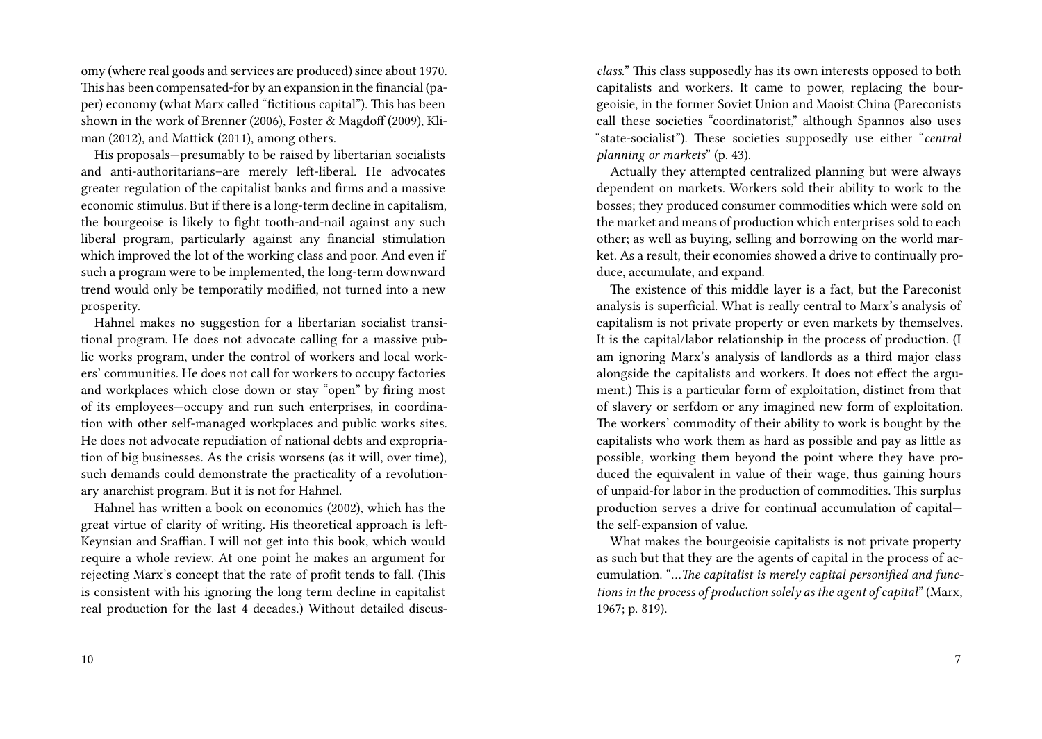omy (where real goods and services are produced) since about 1970. This has been compensated-for by an expansion in the financial (paper) economy (what Marx called "fictitious capital"). This has been shown in the work of Brenner (2006), Foster & Magdoff (2009), Kliman (2012), and Mattick (2011), among others.

His proposals—presumably to be raised by libertarian socialists and anti-authoritarians–are merely left-liberal. He advocates greater regulation of the capitalist banks and firms and a massive economic stimulus. But if there is a long-term decline in capitalism, the bourgeoise is likely to fight tooth-and-nail against any such liberal program, particularly against any financial stimulation which improved the lot of the working class and poor. And even if such a program were to be implemented, the long-term downward trend would only be temporatily modified, not turned into a new prosperity.

Hahnel makes no suggestion for a libertarian socialist transitional program. He does not advocate calling for a massive public works program, under the control of workers and local workers' communities. He does not call for workers to occupy factories and workplaces which close down or stay "open" by firing most of its employees—occupy and run such enterprises, in coordination with other self-managed workplaces and public works sites. He does not advocate repudiation of national debts and expropriation of big businesses. As the crisis worsens (as it will, over time), such demands could demonstrate the practicality of a revolutionary anarchist program. But it is not for Hahnel.

Hahnel has written a book on economics (2002), which has the great virtue of clarity of writing. His theoretical approach is left-Keynsian and Sraffian. I will not get into this book, which would require a whole review. At one point he makes an argument for rejecting Marx's concept that the rate of profit tends to fall. (This is consistent with his ignoring the long term decline in capitalist real production for the last 4 decades.) Without detailed discus-

*class.*" This class supposedly has its own interests opposed to both capitalists and workers. It came to power, replacing the bourgeoisie, in the former Soviet Union and Maoist China (Pareconists call these societies "coordinatorist," although Spannos also uses "state-socialist"). These societies supposedly use either "*central planning or markets*" (p. 43).

Actually they attempted centralized planning but were always dependent on markets. Workers sold their ability to work to the bosses; they produced consumer commodities which were sold on the market and means of production which enterprises sold to each other; as well as buying, selling and borrowing on the world market. As a result, their economies showed a drive to continually produce, accumulate, and expand.

The existence of this middle layer is a fact, but the Pareconist analysis is superficial. What is really central to Marx's analysis of capitalism is not private property or even markets by themselves. It is the capital/labor relationship in the process of production. (I am ignoring Marx's analysis of landlords as a third major class alongside the capitalists and workers. It does not effect the argument.) This is a particular form of exploitation, distinct from that of slavery or serfdom or any imagined new form of exploitation. The workers' commodity of their ability to work is bought by the capitalists who work them as hard as possible and pay as little as possible, working them beyond the point where they have produced the equivalent in value of their wage, thus gaining hours of unpaid-for labor in the production of commodities. This surplus production serves a drive for continual accumulation of capital—the self-expansion of value.

What makes the bourgeoisie capitalists is not private property as such but that they are the agents of capital in the process of accumulation. "*…The capitalist is merely capital personified and functions in the process of production solely as the agent of capital*" (Marx, 1967; p. 819).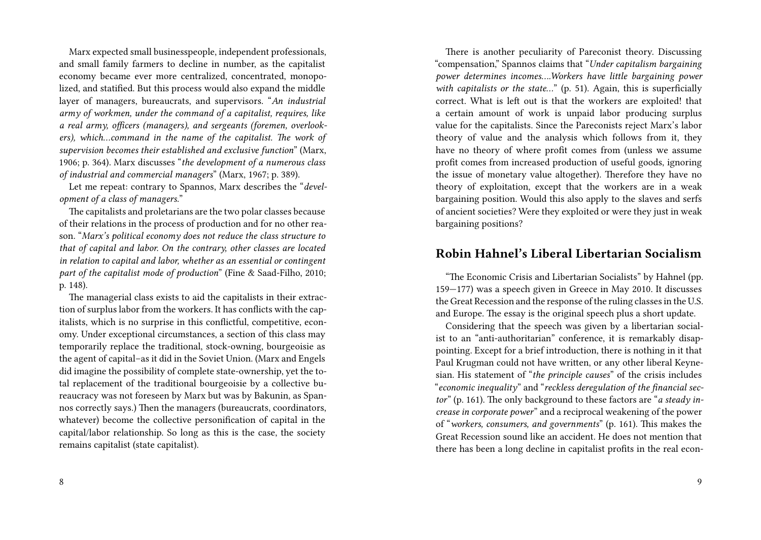Marx expected small businesspeople, independent professionals, and small family farmers to decline in number, as the capitalist economy became ever more centralized, concentrated, monopolized, and statified. But this process would also expand the middle layer of managers, bureaucrats, and supervisors. "*An industrial army of workmen, under the command of a capitalist, requires, like a real army, officers (managers), and sergeants (foremen, overlookers), which…command in the name of the capitalist. The work of supervision becomes their established and exclusive function*" (Marx, 1906; p. 364). Marx discusses "*the development of a numerous class of industrial and commercial managers*" (Marx, 1967; p. 389).

Let me repeat: contrary to Spannos, Marx describes the "*development of a class of managers*."

The capitalists and proletarians are the two polar classes because of their relations in the process of production and for no other reason. "*Marx's political economy does not reduce the class structure to that of capital and labor. On the contrary, other classes are located in relation to capital and labor, whether as an essential or contingent part of the capitalist mode of production*" (Fine & Saad-Filho, 2010; p. 148).

The managerial class exists to aid the capitalists in their extraction of surplus labor from the workers. It has conflicts with the capitalists, which is no surprise in this conflictful, competitive, economy. Under exceptional circumstances, a section of this class may temporarily replace the traditional, stock-owning, bourgeoisie as the agent of capital–as it did in the Soviet Union. (Marx and Engels did imagine the possibility of complete state-ownership, yet the total replacement of the traditional bourgeoisie by a collective bureaucracy was not foreseen by Marx but was by Bakunin, as Spannos correctly says.) Then the managers (bureaucrats, coordinators, whatever) become the collective personification of capital in the capital/labor relationship. So long as this is the case, the society remains capitalist (state capitalist).

There is another peculiarity of Pareconist theory. Discussing "compensation," Spannos claims that "*Under capitalism bargaining power determines incomes….Workers have little bargaining power with capitalists or the state…*" (p. 51). Again, this is superficially correct. What is left out is that the workers are exploited! that a certain amount of work is unpaid labor producing surplus value for the capitalists. Since the Pareconists reject Marx's labor theory of value and the analysis which follows from it, they have no theory of where profit comes from (unless we assume profit comes from increased production of useful goods, ignoring the issue of monetary value altogether). Therefore they have no theory of exploitation, except that the workers are in a weak bargaining position. Would this also apply to the slaves and serfs of ancient societies? Were they exploited or were they just in weak bargaining positions?

## Robin Hahnel's Liberal Libertarian Socialism

"The Economic Crisis and Libertarian Socialists" by Hahnel (pp. 159—177) was a speech given in Greece in May 2010. It discusses the Great Recession and the response of the ruling classes in the U.S. and Europe. The essay is the original speech plus a short update.

Considering that the speech was given by a libertarian socialist to an "anti-authoritarian" conference, it is remarkably disappointing. Except for a brief introduction, there is nothing in it that Paul Krugman could not have written, or any other liberal Keynesian. His statement of "*the principle causes*" of the crisis includes "*economic inequality*" and "*reckless deregulation of the financial sector*" (p. 161). The only background to these factors are "*a steady increase in corporate power*" and a reciprocal weakening of the power of "*workers, consumers, and governments*" (p. 161). This makes the Great Recession sound like an accident. He does not mention that there has been a long decline in capitalist profits in the real econ-